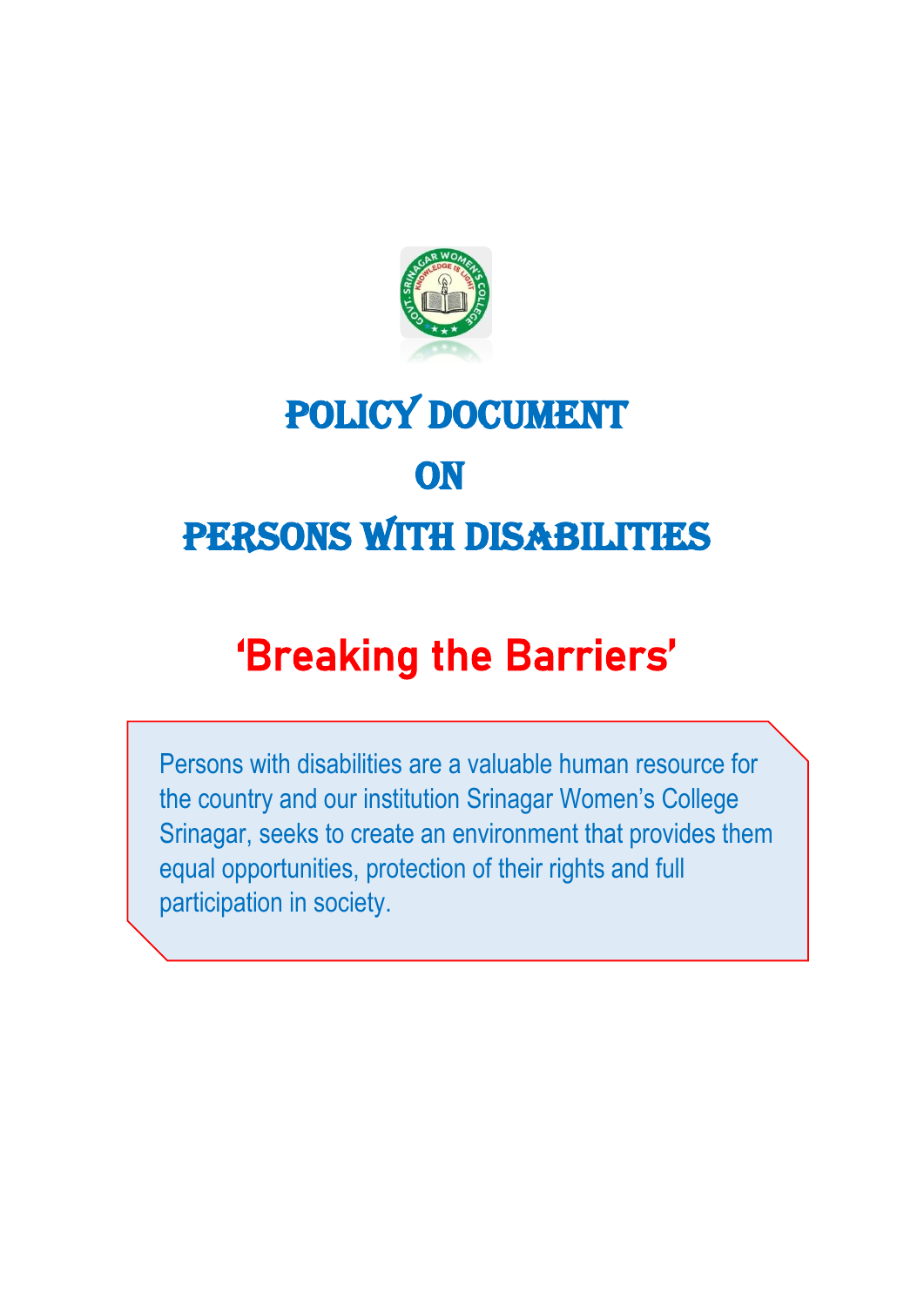# POLICY DOCUMENT
# ON
# PERSONS WITH DISABILITIES

## 'Breaking the Barriers'

Persons with disabilities are a valuable human resource for the country and our institution Srinagar Women's College Srinagar, seeks to create an environment that provides them equal opportunities, protection of their rights and full participation in society.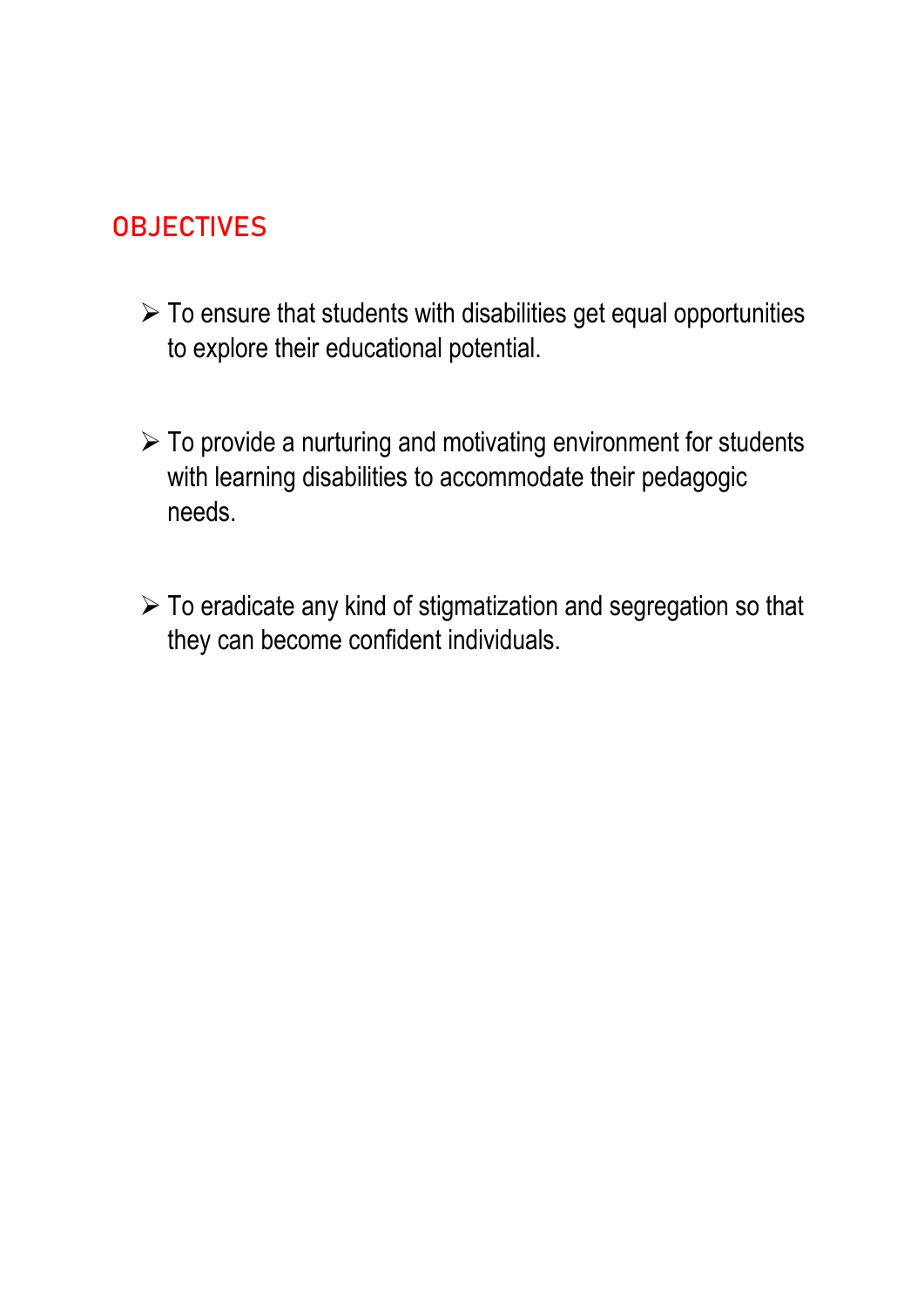## OBJECTIVES

- To ensure that students with disabilities get equal opportunities to explore their educational potential.

- To provide a nurturing and motivating environment for students with learning disabilities to accommodate their pedagogic needs.

- To eradicate any kind of stigmatization and segregation so that they can become confident individuals.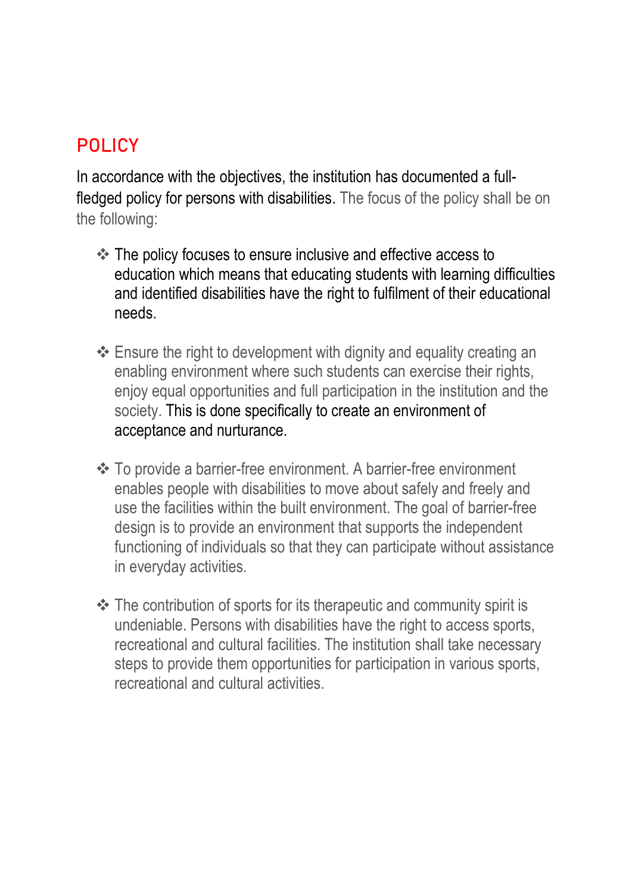## POLICY

In accordance with the objectives, the institution has documented a full-fledged policy for persons with disabilities. The focus of the policy shall be on the following:

- The policy focuses to ensure inclusive and effective access to education which means that educating students with learning difficulties and identified disabilities have the right to fulfilment of their educational needs.

- Ensure the right to development with dignity and equality creating an enabling environment where such students can exercise their rights, enjoy equal opportunities and full participation in the institution and the society. This is done specifically to create an environment of acceptance and nurturance.

- To provide a barrier-free environment. A barrier-free environment enables people with disabilities to move about safely and freely and use the facilities within the built environment. The goal of barrier-free design is to provide an environment that supports the independent functioning of individuals so that they can participate without assistance in everyday activities.

- The contribution of sports for its therapeutic and community spirit is undeniable. Persons with disabilities have the right to access sports, recreational and cultural facilities. The institution shall take necessary steps to provide them opportunities for participation in various sports, recreational and cultural activities.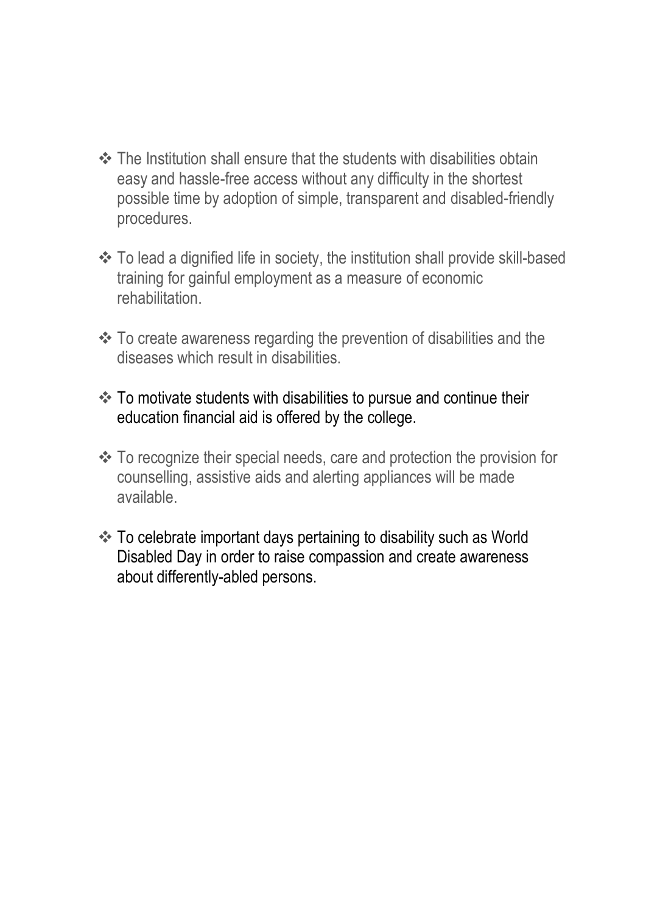- The Institution shall ensure that the students with disabilities obtain easy and hassle-free access without any difficulty in the shortest possible time by adoption of simple, transparent and disabled-friendly procedures.

- To lead a dignified life in society, the institution shall provide skill-based training for gainful employment as a measure of economic rehabilitation.

- To create awareness regarding the prevention of disabilities and the diseases which result in disabilities.

- To motivate students with disabilities to pursue and continue their education financial aid is offered by the college.

- To recognize their special needs, care and protection the provision for counselling, assistive aids and alerting appliances will be made available.

- To celebrate important days pertaining to disability such as World Disabled Day in order to raise compassion and create awareness about differently-abled persons.